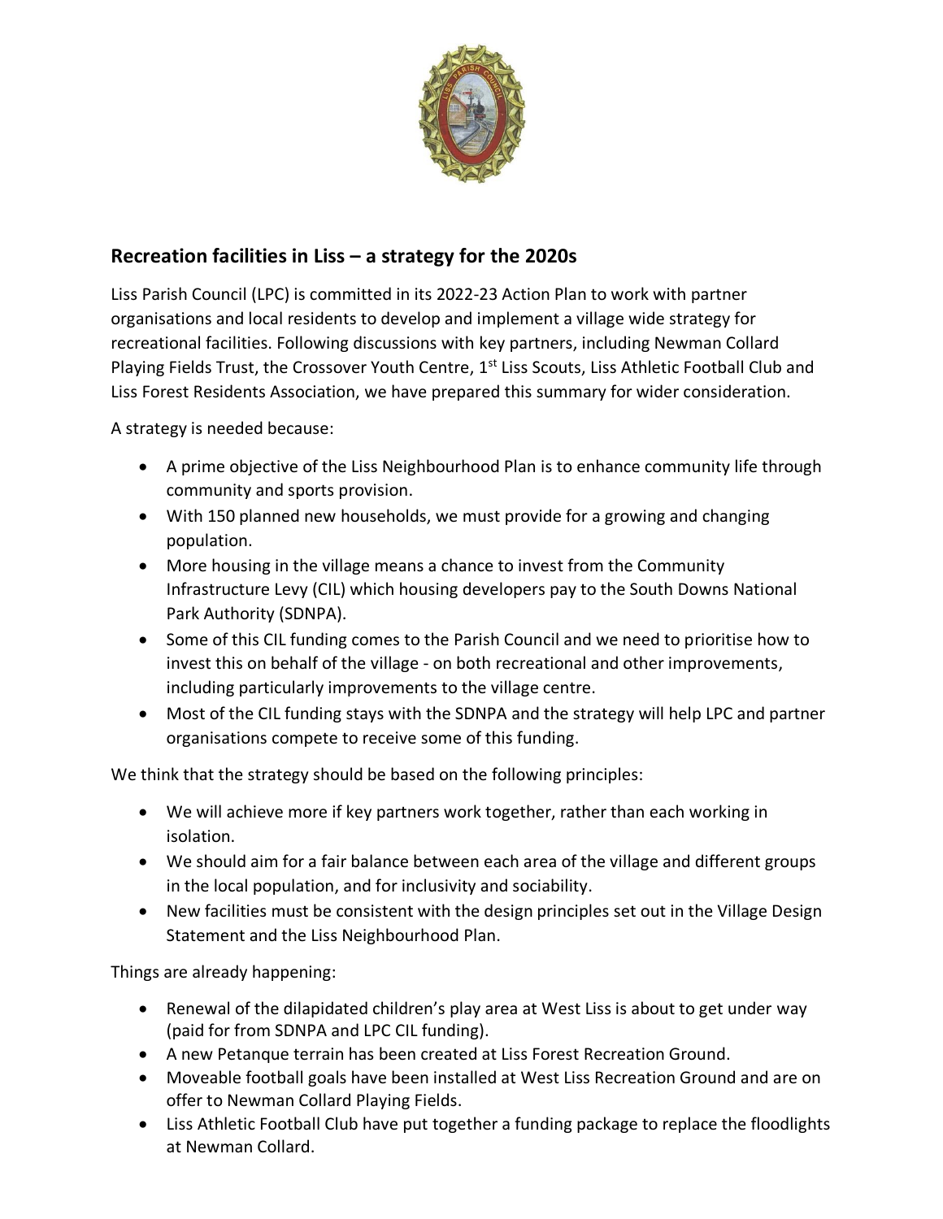## Recreation facilities in Liss – a strategy for the 2020s

Liss Parish Council (LPC) is committed in its 2022-23 Action Plan to work with partner organisations and local residents to develop and implement a village wide strategy for recreational facilities. Following discussions with key partners, including Newman Collard Playing Fields Trust, the Crossover Youth Centre, 1st Liss Scouts, Liss Athletic Football Club and Liss Forest Residents Association, we have prepared this summary for wider consideration.

A strategy is needed because:

- A prime objective of the Liss Neighbourhood Plan is to enhance community life through community and sports provision.
- With 150 planned new households, we must provide for a growing and changing population.
- More housing in the village means a chance to invest from the Community Infrastructure Levy (CIL) which housing developers pay to the South Downs National Park Authority (SDNPA).
- Some of this CIL funding comes to the Parish Council and we need to prioritise how to invest this on behalf of the village - on both recreational and other improvements, including particularly improvements to the village centre.
- Most of the CIL funding stays with the SDNPA and the strategy will help LPC and partner organisations compete to receive some of this funding.

We think that the strategy should be based on the following principles:

- We will achieve more if key partners work together, rather than each working in isolation.
- We should aim for a fair balance between each area of the village and different groups in the local population, and for inclusivity and sociability.
- New facilities must be consistent with the design principles set out in the Village Design Statement and the Liss Neighbourhood Plan.

Things are already happening:

- Renewal of the dilapidated children's play area at West Liss is about to get under way (paid for from SDNPA and LPC CIL funding).
- A new Petanque terrain has been created at Liss Forest Recreation Ground.
- Moveable football goals have been installed at West Liss Recreation Ground and are on offer to Newman Collard Playing Fields.
- Liss Athletic Football Club have put together a funding package to replace the floodlights at Newman Collard.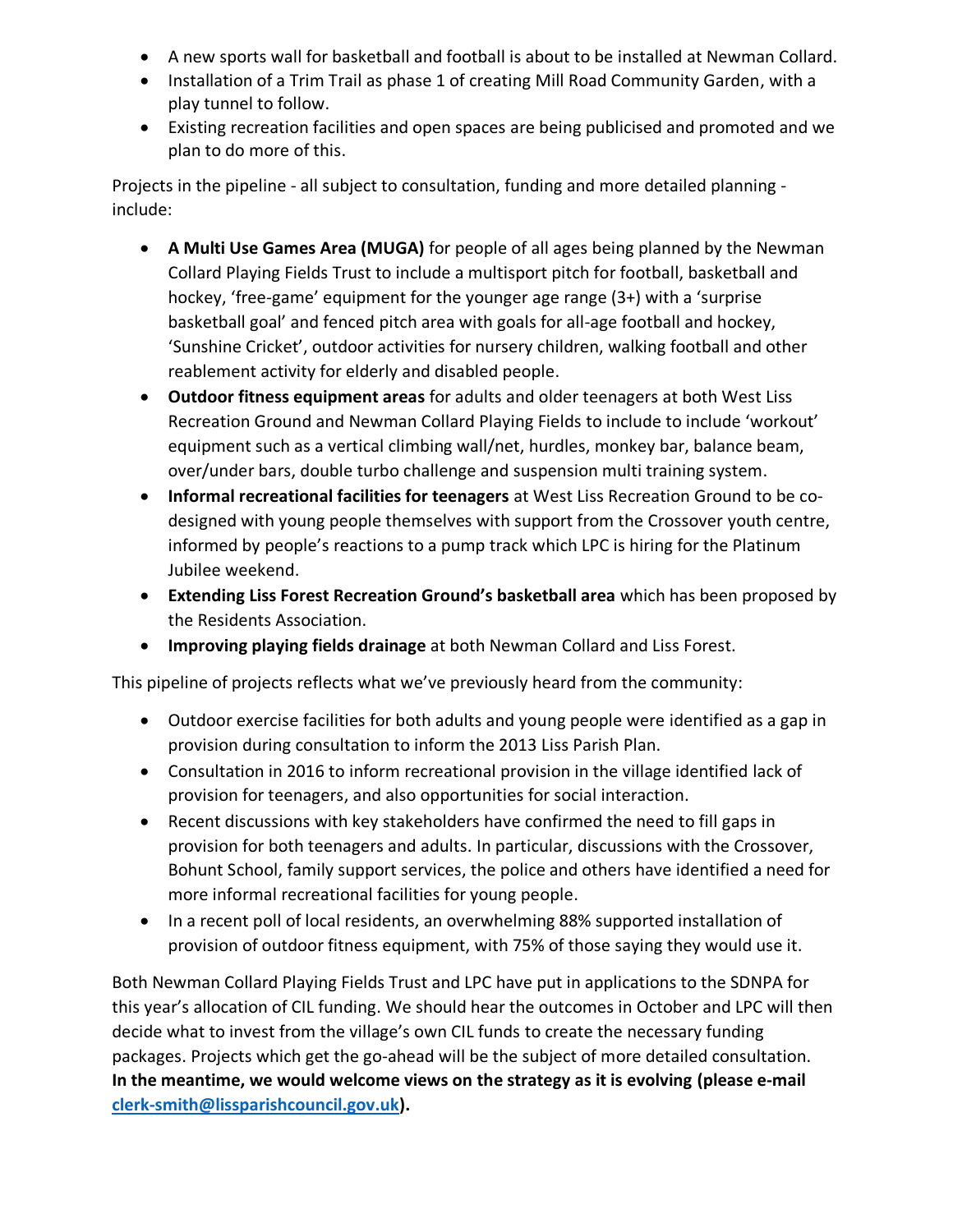- A new sports wall for basketball and football is about to be installed at Newman Collard.
- Installation of a Trim Trail as phase 1 of creating Mill Road Community Garden, with a play tunnel to follow.
- Existing recreation facilities and open spaces are being publicised and promoted and we plan to do more of this.

Projects in the pipeline - all subject to consultation, funding and more detailed planning - include:

- **A Multi Use Games Area (MUGA)** for people of all ages being planned by the Newman Collard Playing Fields Trust to include a multisport pitch for football, basketball and hockey, 'free-game' equipment for the younger age range (3+) with a 'surprise basketball goal' and fenced pitch area with goals for all-age football and hockey, 'Sunshine Cricket', outdoor activities for nursery children, walking football and other reablement activity for elderly and disabled people.
- **Outdoor fitness equipment areas** for adults and older teenagers at both West Liss Recreation Ground and Newman Collard Playing Fields to include to include 'workout' equipment such as a vertical climbing wall/net, hurdles, monkey bar, balance beam, over/under bars, double turbo challenge and suspension multi training system.
- **Informal recreational facilities for teenagers** at West Liss Recreation Ground to be co-designed with young people themselves with support from the Crossover youth centre, informed by people's reactions to a pump track which LPC is hiring for the Platinum Jubilee weekend.
- **Extending Liss Forest Recreation Ground's basketball area** which has been proposed by the Residents Association.
- **Improving playing fields drainage** at both Newman Collard and Liss Forest.

This pipeline of projects reflects what we've previously heard from the community:

- Outdoor exercise facilities for both adults and young people were identified as a gap in provision during consultation to inform the 2013 Liss Parish Plan.
- Consultation in 2016 to inform recreational provision in the village identified lack of provision for teenagers, and also opportunities for social interaction.
- Recent discussions with key stakeholders have confirmed the need to fill gaps in provision for both teenagers and adults. In particular, discussions with the Crossover, Bohunt School, family support services, the police and others have identified a need for more informal recreational facilities for young people.
- In a recent poll of local residents, an overwhelming 88% supported installation of provision of outdoor fitness equipment, with 75% of those saying they would use it.

Both Newman Collard Playing Fields Trust and LPC have put in applications to the SDNPA for this year's allocation of CIL funding. We should hear the outcomes in October and LPC will then decide what to invest from the village's own CIL funds to create the necessary funding packages. Projects which get the go-ahead will be the subject of more detailed consultation. **In the meantime, we would welcome views on the strategy as it is evolving (please e-mail clerk-smith@lissparishcouncil.gov.uk).**